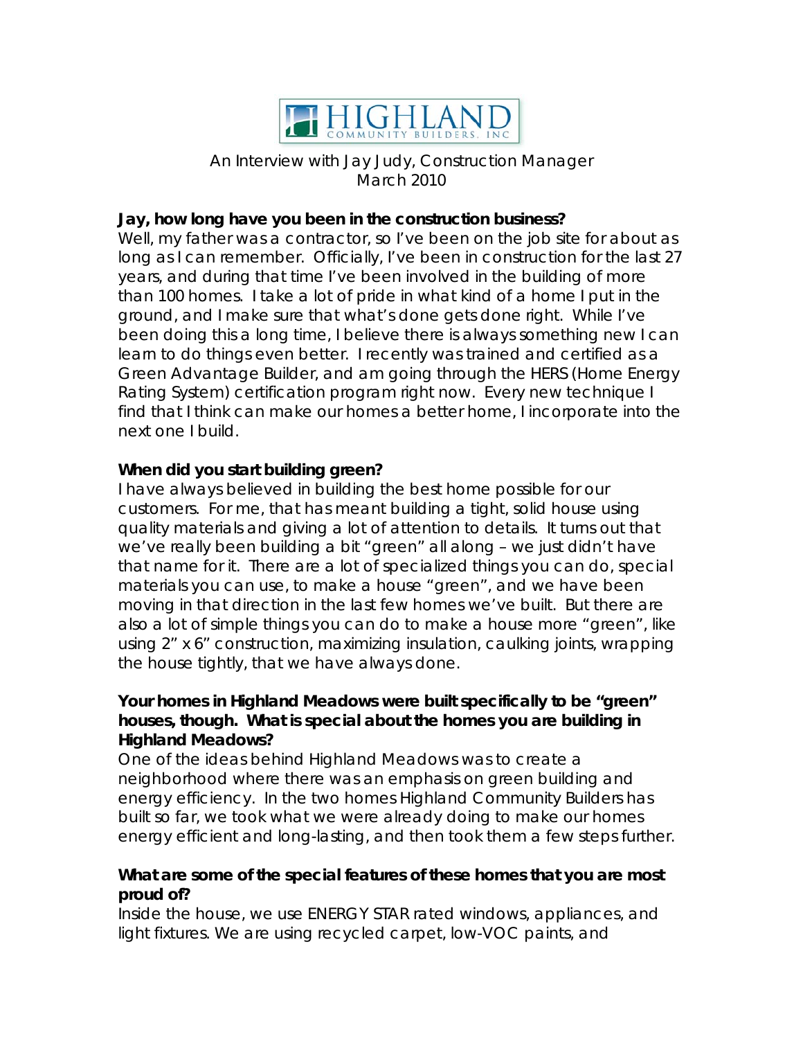# HIGHLAND COMMUNITY BUILDERS, INC

An Interview with Jay Judy, Construction Manager
March 2010

**Jay, how long have you been in the construction business?**

Well, my father was a contractor, so I've been on the job site for about as long as I can remember. Officially, I've been in construction for the last 27 years, and during that time I've been involved in the building of more than 100 homes. I take a lot of pride in what kind of a home I put in the ground, and I make sure that what's done gets done right. While I've been doing this a long time, I believe there is always something new I can learn to do things even better. I recently was trained and certified as a Green Advantage Builder, and am going through the HERS (Home Energy Rating System) certification program right now. Every new technique I find that I think can make our homes a better home, I incorporate into the next one I build.

**When did you start building green?**

I have always believed in building the best home possible for our customers. For me, that has meant building a tight, solid house using quality materials and giving a lot of attention to details. It turns out that we've really been building a bit "green" all along – we just didn't have that name for it. There are a lot of specialized things you can do, special materials you can use, to make a house "green", and we have been moving in that direction in the last few homes we've built. But there are also a lot of simple things you can do to make a house more "green", like using 2" x 6" construction, maximizing insulation, caulking joints, wrapping the house tightly, that we have always done.

**Your homes in Highland Meadows were built specifically to be "green" houses, though. What is special about the homes you are building in Highland Meadows?**

One of the ideas behind Highland Meadows was to create a neighborhood where there was an emphasis on green building and energy efficiency. In the two homes Highland Community Builders has built so far, we took what we were already doing to make our homes energy efficient and long-lasting, and then took them a few steps further.

**What are some of the special features of these homes that you are most proud of?**

Inside the house, we use ENERGY STAR rated windows, appliances, and light fixtures. We are using recycled carpet, low-VOC paints, and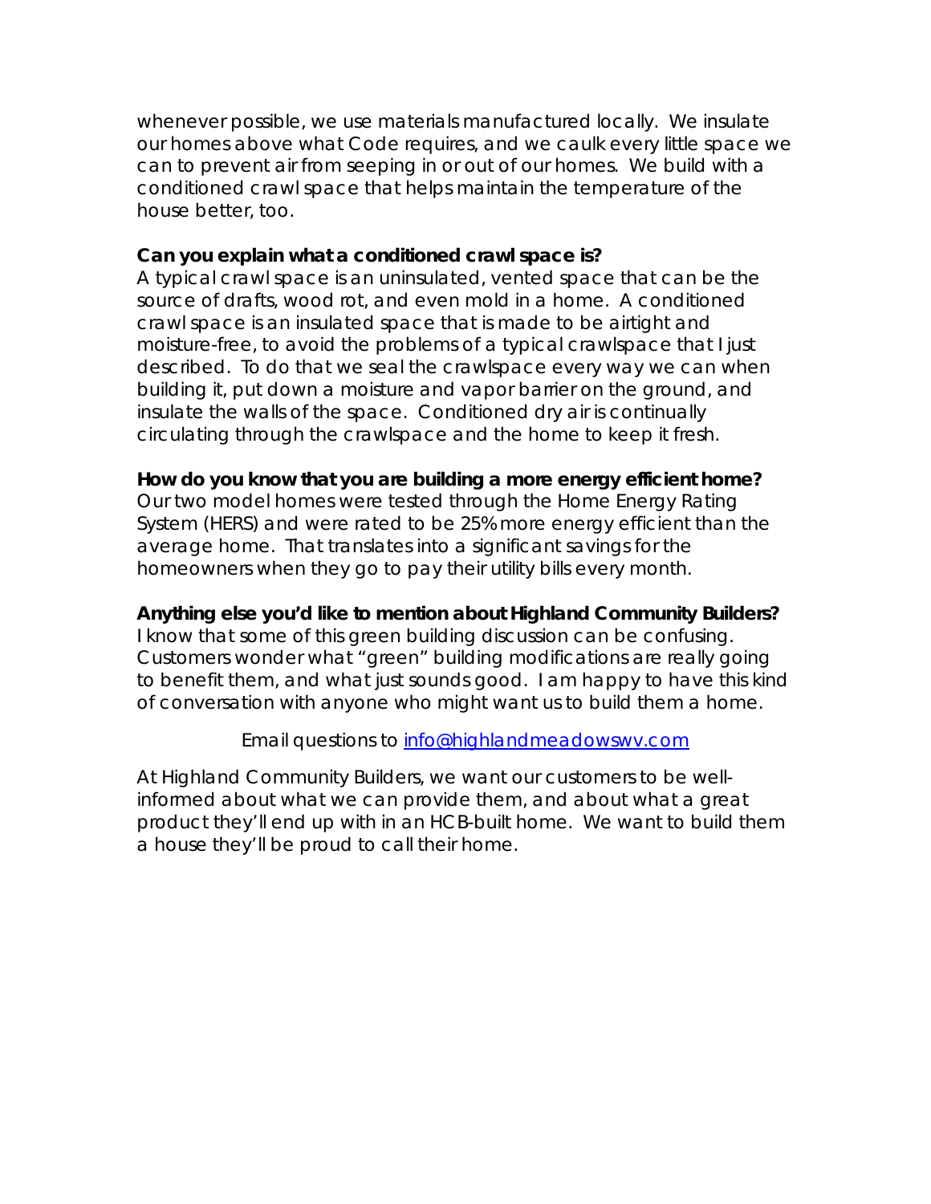whenever possible, we use materials manufactured locally. We insulate our homes above what Code requires, and we caulk every little space we can to prevent air from seeping in or out of our homes. We build with a conditioned crawl space that helps maintain the temperature of the house better, too.

**Can you explain what a conditioned crawl space is?**
A typical crawl space is an uninsulated, vented space that can be the source of drafts, wood rot, and even mold in a home. A conditioned crawl space is an insulated space that is made to be airtight and moisture-free, to avoid the problems of a typical crawlspace that I just described. To do that we seal the crawlspace every way we can when building it, put down a moisture and vapor barrier on the ground, and insulate the walls of the space. Conditioned dry air is continually circulating through the crawlspace and the home to keep it fresh.

**How do you know that you are building a more energy efficient home?**
Our two model homes were tested through the Home Energy Rating System (HERS) and were rated to be 25% more energy efficient than the average home. That translates into a significant savings for the homeowners when they go to pay their utility bills every month.

**Anything else you'd like to mention about Highland Community Builders?**
I know that some of this green building discussion can be confusing. Customers wonder what "green" building modifications are really going to benefit them, and what just sounds good. I am happy to have this kind of conversation with anyone who might want us to build them a home.

Email questions to info@highlandmeadowswv.com

At Highland Community Builders, we want our customers to be well-informed about what we can provide them, and about what a great product they'll end up with in an HCB-built home. We want to build them a house they'll be proud to call their home.